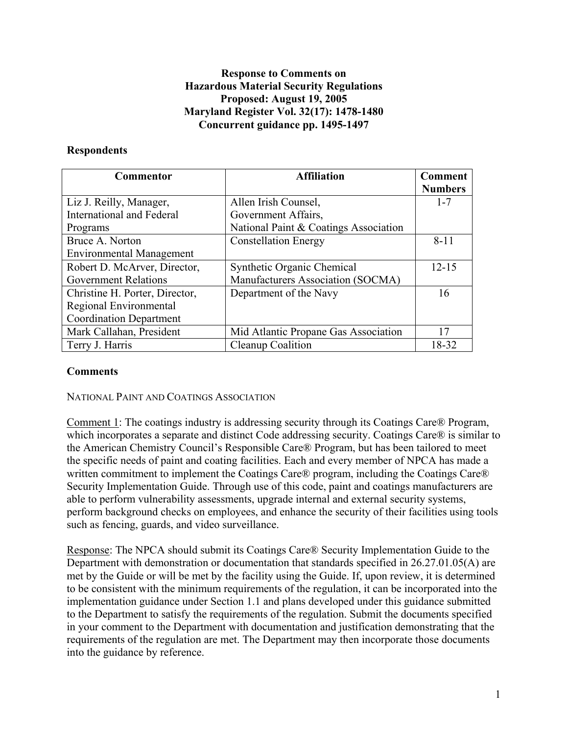# Response to Comments on Hazardous Material Security Regulations
**Proposed: August 19, 2005**
**Maryland Register Vol. 32(17): 1478-1480**
**Concurrent guidance pp. 1495-1497**

## Respondents

| Commentor | Affiliation | Comment Numbers |
|---|---|---|
| Liz J. Reilly, Manager, International and Federal Programs | Allen Irish Counsel, Government Affairs, National Paint & Coatings Association | 1-7 |
| Bruce A. Norton Environmental Management | Constellation Energy | 8-11 |
| Robert D. McArver, Director, Government Relations | Synthetic Organic Chemical Manufacturers Association (SOCMA) | 12-15 |
| Christine H. Porter, Director, Regional Environmental Coordination Department | Department of the Navy | 16 |
| Mark Callahan, President | Mid Atlantic Propane Gas Association | 17 |
| Terry J. Harris | Cleanup Coalition | 18-32 |

## Comments

NATIONAL PAINT AND COATINGS ASSOCIATION

Comment 1: The coatings industry is addressing security through its Coatings Care® Program, which incorporates a separate and distinct Code addressing security. Coatings Care® is similar to the American Chemistry Council's Responsible Care® Program, but has been tailored to meet the specific needs of paint and coating facilities. Each and every member of NPCA has made a written commitment to implement the Coatings Care® program, including the Coatings Care® Security Implementation Guide. Through use of this code, paint and coatings manufacturers are able to perform vulnerability assessments, upgrade internal and external security systems, perform background checks on employees, and enhance the security of their facilities using tools such as fencing, guards, and video surveillance.

Response: The NPCA should submit its Coatings Care® Security Implementation Guide to the Department with demonstration or documentation that standards specified in 26.27.01.05(A) are met by the Guide or will be met by the facility using the Guide. If, upon review, it is determined to be consistent with the minimum requirements of the regulation, it can be incorporated into the implementation guidance under Section 1.1 and plans developed under this guidance submitted to the Department to satisfy the requirements of the regulation. Submit the documents specified in your comment to the Department with documentation and justification demonstrating that the requirements of the regulation are met. The Department may then incorporate those documents into the guidance by reference.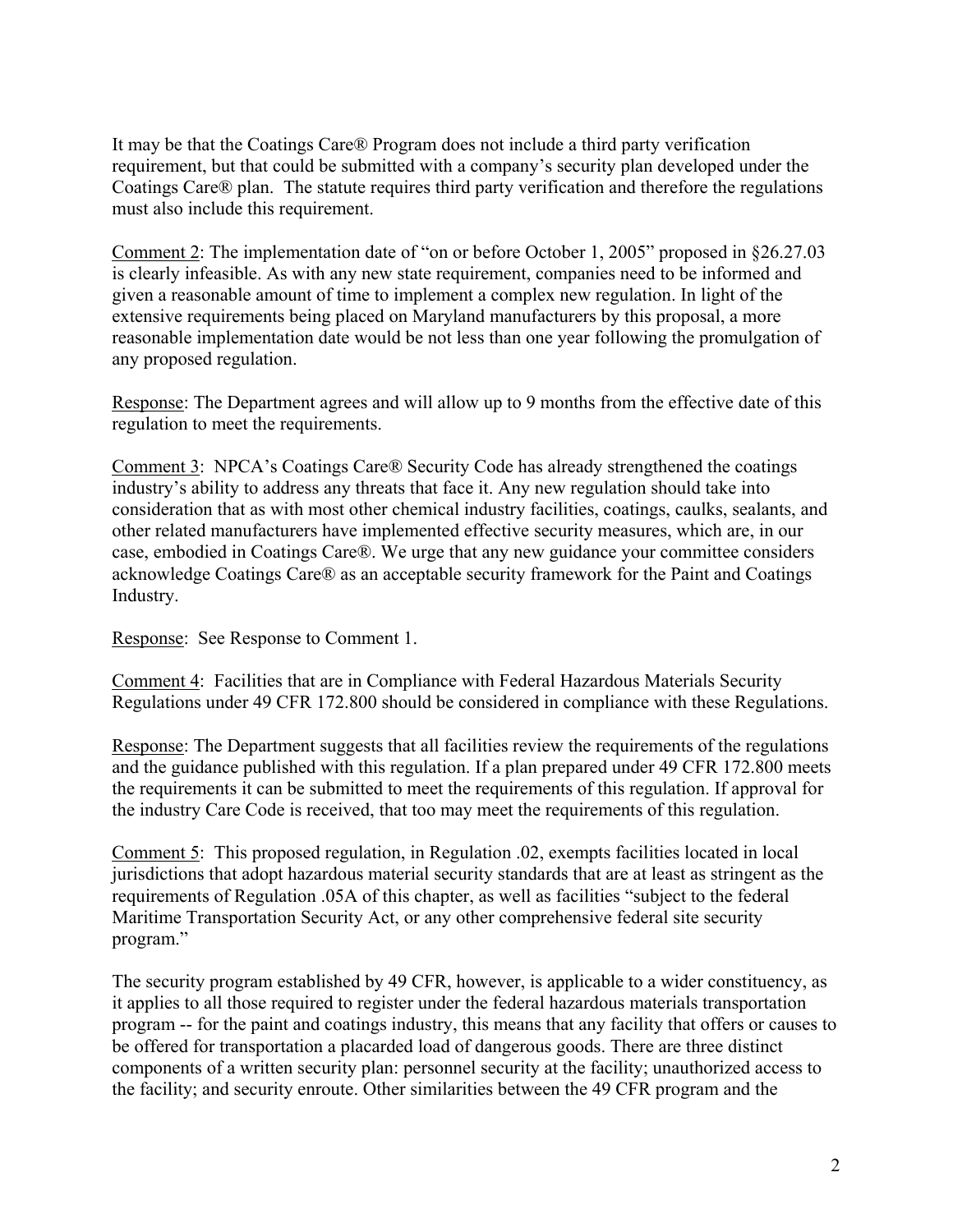It may be that the Coatings Care® Program does not include a third party verification requirement, but that could be submitted with a company's security plan developed under the Coatings Care® plan. The statute requires third party verification and therefore the regulations must also include this requirement.

Comment 2: The implementation date of "on or before October 1, 2005" proposed in §26.27.03 is clearly infeasible. As with any new state requirement, companies need to be informed and given a reasonable amount of time to implement a complex new regulation. In light of the extensive requirements being placed on Maryland manufacturers by this proposal, a more reasonable implementation date would be not less than one year following the promulgation of any proposed regulation.

Response: The Department agrees and will allow up to 9 months from the effective date of this regulation to meet the requirements.

Comment 3: NPCA's Coatings Care® Security Code has already strengthened the coatings industry's ability to address any threats that face it. Any new regulation should take into consideration that as with most other chemical industry facilities, coatings, caulks, sealants, and other related manufacturers have implemented effective security measures, which are, in our case, embodied in Coatings Care®. We urge that any new guidance your committee considers acknowledge Coatings Care® as an acceptable security framework for the Paint and Coatings Industry.

Response: See Response to Comment 1.

Comment 4: Facilities that are in Compliance with Federal Hazardous Materials Security Regulations under 49 CFR 172.800 should be considered in compliance with these Regulations.

Response: The Department suggests that all facilities review the requirements of the regulations and the guidance published with this regulation. If a plan prepared under 49 CFR 172.800 meets the requirements it can be submitted to meet the requirements of this regulation. If approval for the industry Care Code is received, that too may meet the requirements of this regulation.

Comment 5: This proposed regulation, in Regulation .02, exempts facilities located in local jurisdictions that adopt hazardous material security standards that are at least as stringent as the requirements of Regulation .05A of this chapter, as well as facilities "subject to the federal Maritime Transportation Security Act, or any other comprehensive federal site security program."

The security program established by 49 CFR, however, is applicable to a wider constituency, as it applies to all those required to register under the federal hazardous materials transportation program -- for the paint and coatings industry, this means that any facility that offers or causes to be offered for transportation a placarded load of dangerous goods. There are three distinct components of a written security plan: personnel security at the facility; unauthorized access to the facility; and security enroute. Other similarities between the 49 CFR program and the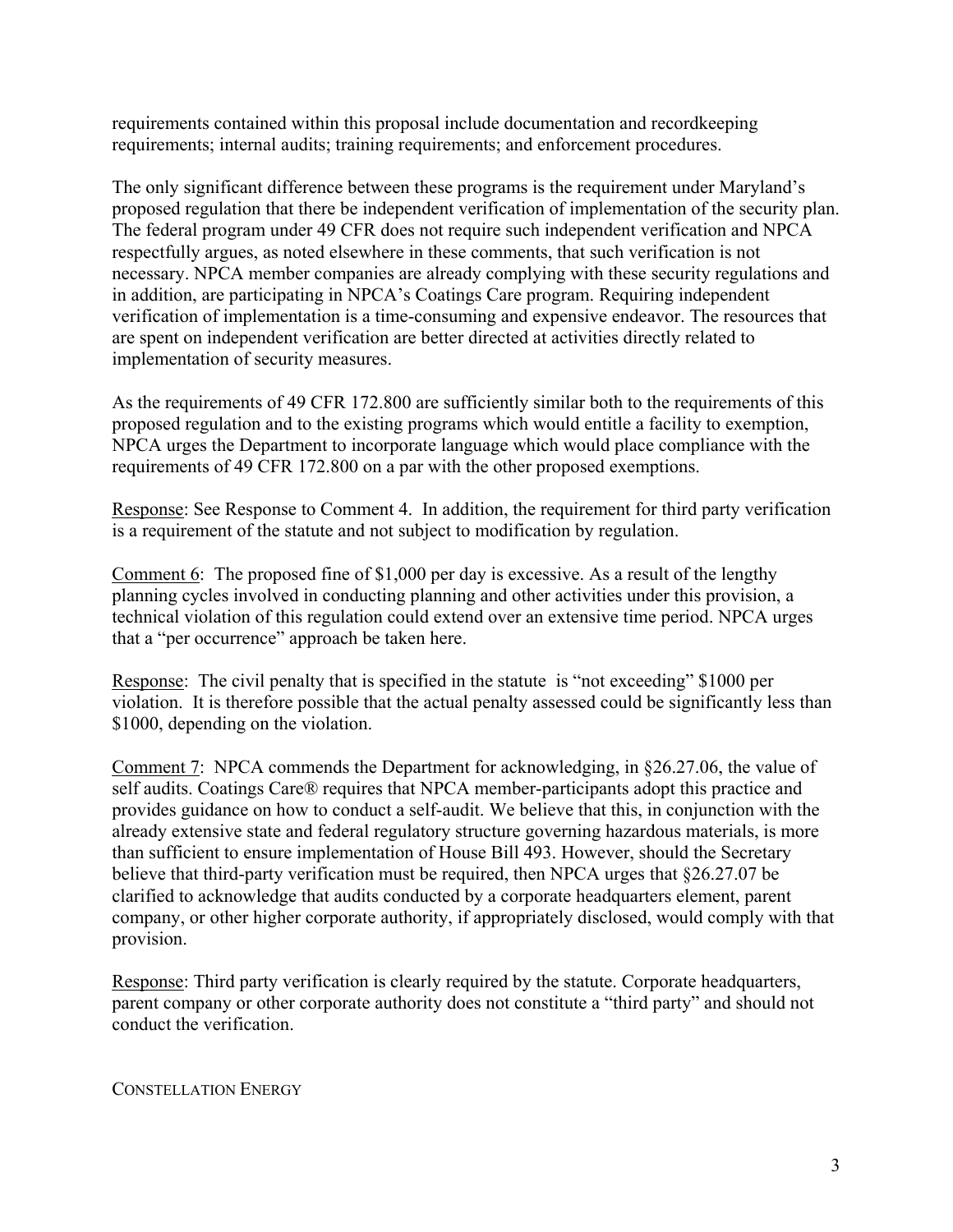requirements contained within this proposal include documentation and recordkeeping requirements; internal audits; training requirements; and enforcement procedures.

The only significant difference between these programs is the requirement under Maryland's proposed regulation that there be independent verification of implementation of the security plan. The federal program under 49 CFR does not require such independent verification and NPCA respectfully argues, as noted elsewhere in these comments, that such verification is not necessary. NPCA member companies are already complying with these security regulations and in addition, are participating in NPCA's Coatings Care program. Requiring independent verification of implementation is a time-consuming and expensive endeavor. The resources that are spent on independent verification are better directed at activities directly related to implementation of security measures.

As the requirements of 49 CFR 172.800 are sufficiently similar both to the requirements of this proposed regulation and to the existing programs which would entitle a facility to exemption, NPCA urges the Department to incorporate language which would place compliance with the requirements of 49 CFR 172.800 on a par with the other proposed exemptions.

<u>Response</u>: See Response to Comment 4. In addition, the requirement for third party verification is a requirement of the statute and not subject to modification by regulation.

<u>Comment 6</u>: The proposed fine of $1,000 per day is excessive. As a result of the lengthy planning cycles involved in conducting planning and other activities under this provision, a technical violation of this regulation could extend over an extensive time period. NPCA urges that a "per occurrence" approach be taken here.

<u>Response</u>: The civil penalty that is specified in the statute is "not exceeding" $1000 per violation. It is therefore possible that the actual penalty assessed could be significantly less than $1000, depending on the violation.

<u>Comment 7</u>: NPCA commends the Department for acknowledging, in §26.27.06, the value of self audits. Coatings Care® requires that NPCA member-participants adopt this practice and provides guidance on how to conduct a self-audit. We believe that this, in conjunction with the already extensive state and federal regulatory structure governing hazardous materials, is more than sufficient to ensure implementation of House Bill 493. However, should the Secretary believe that third-party verification must be required, then NPCA urges that §26.27.07 be clarified to acknowledge that audits conducted by a corporate headquarters element, parent company, or other higher corporate authority, if appropriately disclosed, would comply with that provision.

<u>Response</u>: Third party verification is clearly required by the statute. Corporate headquarters, parent company or other corporate authority does not constitute a "third party" and should not conduct the verification.

CONSTELLATION ENERGY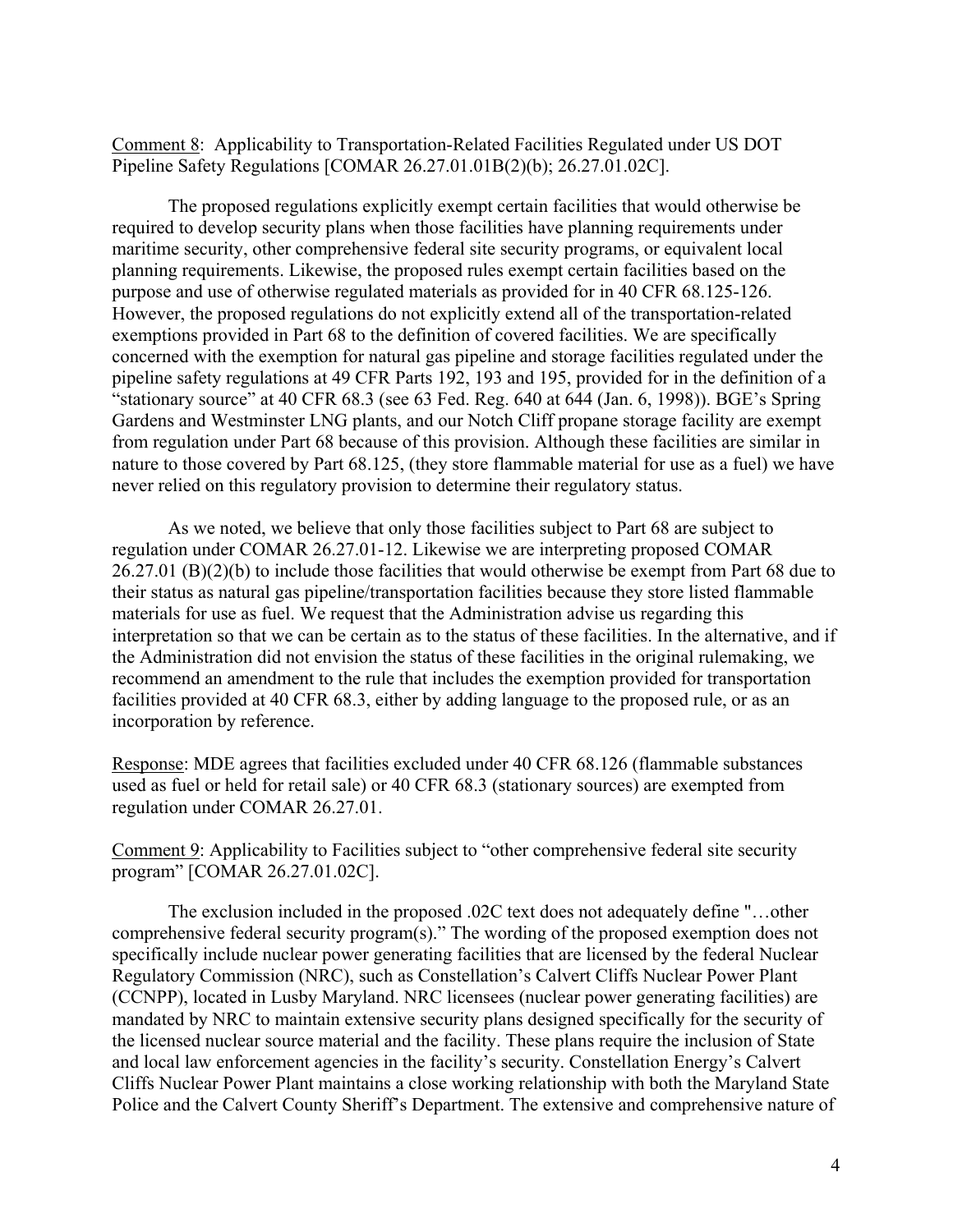<u>Comment 8</u>: Applicability to Transportation-Related Facilities Regulated under US DOT Pipeline Safety Regulations [COMAR 26.27.01.01B(2)(b); 26.27.01.02C].

The proposed regulations explicitly exempt certain facilities that would otherwise be required to develop security plans when those facilities have planning requirements under maritime security, other comprehensive federal site security programs, or equivalent local planning requirements. Likewise, the proposed rules exempt certain facilities based on the purpose and use of otherwise regulated materials as provided for in 40 CFR 68.125-126. However, the proposed regulations do not explicitly extend all of the transportation-related exemptions provided in Part 68 to the definition of covered facilities. We are specifically concerned with the exemption for natural gas pipeline and storage facilities regulated under the pipeline safety regulations at 49 CFR Parts 192, 193 and 195, provided for in the definition of a "stationary source" at 40 CFR 68.3 (see 63 Fed. Reg. 640 at 644 (Jan. 6, 1998)). BGE's Spring Gardens and Westminster LNG plants, and our Notch Cliff propane storage facility are exempt from regulation under Part 68 because of this provision. Although these facilities are similar in nature to those covered by Part 68.125, (they store flammable material for use as a fuel) we have never relied on this regulatory provision to determine their regulatory status.

As we noted, we believe that only those facilities subject to Part 68 are subject to regulation under COMAR 26.27.01-12. Likewise we are interpreting proposed COMAR 26.27.01 (B)(2)(b) to include those facilities that would otherwise be exempt from Part 68 due to their status as natural gas pipeline/transportation facilities because they store listed flammable materials for use as fuel. We request that the Administration advise us regarding this interpretation so that we can be certain as to the status of these facilities. In the alternative, and if the Administration did not envision the status of these facilities in the original rulemaking, we recommend an amendment to the rule that includes the exemption provided for transportation facilities provided at 40 CFR 68.3, either by adding language to the proposed rule, or as an incorporation by reference.

<u>Response</u>: MDE agrees that facilities excluded under 40 CFR 68.126 (flammable substances used as fuel or held for retail sale) or 40 CFR 68.3 (stationary sources) are exempted from regulation under COMAR 26.27.01.

<u>Comment 9</u>: Applicability to Facilities subject to "other comprehensive federal site security program" [COMAR 26.27.01.02C].

The exclusion included in the proposed .02C text does not adequately define "…other comprehensive federal security program(s)." The wording of the proposed exemption does not specifically include nuclear power generating facilities that are licensed by the federal Nuclear Regulatory Commission (NRC), such as Constellation's Calvert Cliffs Nuclear Power Plant (CCNPP), located in Lusby Maryland. NRC licensees (nuclear power generating facilities) are mandated by NRC to maintain extensive security plans designed specifically for the security of the licensed nuclear source material and the facility. These plans require the inclusion of State and local law enforcement agencies in the facility's security. Constellation Energy's Calvert Cliffs Nuclear Power Plant maintains a close working relationship with both the Maryland State Police and the Calvert County Sheriff's Department. The extensive and comprehensive nature of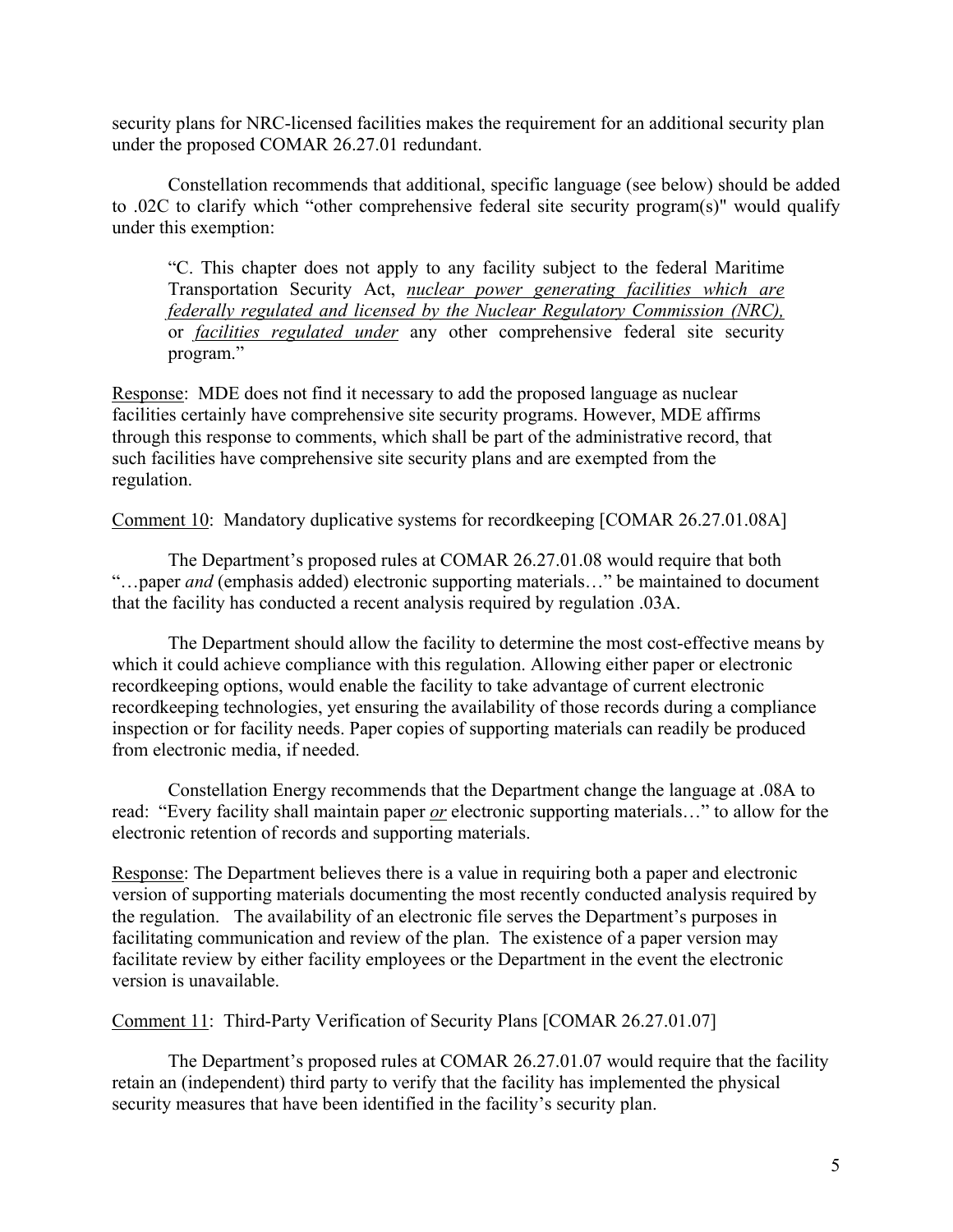security plans for NRC-licensed facilities makes the requirement for an additional security plan under the proposed COMAR 26.27.01 redundant.

Constellation recommends that additional, specific language (see below) should be added to .02C to clarify which "other comprehensive federal site security program(s)" would qualify under this exemption:

> "C. This chapter does not apply to any facility subject to the federal Maritime Transportation Security Act, <u>*nuclear power generating facilities which are federally regulated and licensed by the Nuclear Regulatory Commission (NRC),*</u> or <u>*facilities regulated under*</u> any other comprehensive federal site security program."

<u>Response</u>: MDE does not find it necessary to add the proposed language as nuclear facilities certainly have comprehensive site security programs. However, MDE affirms through this response to comments, which shall be part of the administrative record, that such facilities have comprehensive site security plans and are exempted from the regulation.

<u>Comment 10</u>: Mandatory duplicative systems for recordkeeping [COMAR 26.27.01.08A]

The Department's proposed rules at COMAR 26.27.01.08 would require that both "…paper *and* (emphasis added) electronic supporting materials…" be maintained to document that the facility has conducted a recent analysis required by regulation .03A.

The Department should allow the facility to determine the most cost-effective means by which it could achieve compliance with this regulation. Allowing either paper or electronic recordkeeping options, would enable the facility to take advantage of current electronic recordkeeping technologies, yet ensuring the availability of those records during a compliance inspection or for facility needs. Paper copies of supporting materials can readily be produced from electronic media, if needed.

Constellation Energy recommends that the Department change the language at .08A to read: "Every facility shall maintain paper <u>*or*</u> electronic supporting materials…" to allow for the electronic retention of records and supporting materials.

<u>Response</u>: The Department believes there is a value in requiring both a paper and electronic version of supporting materials documenting the most recently conducted analysis required by the regulation. The availability of an electronic file serves the Department's purposes in facilitating communication and review of the plan. The existence of a paper version may facilitate review by either facility employees or the Department in the event the electronic version is unavailable.

<u>Comment 11</u>: Third-Party Verification of Security Plans [COMAR 26.27.01.07]

The Department's proposed rules at COMAR 26.27.01.07 would require that the facility retain an (independent) third party to verify that the facility has implemented the physical security measures that have been identified in the facility's security plan.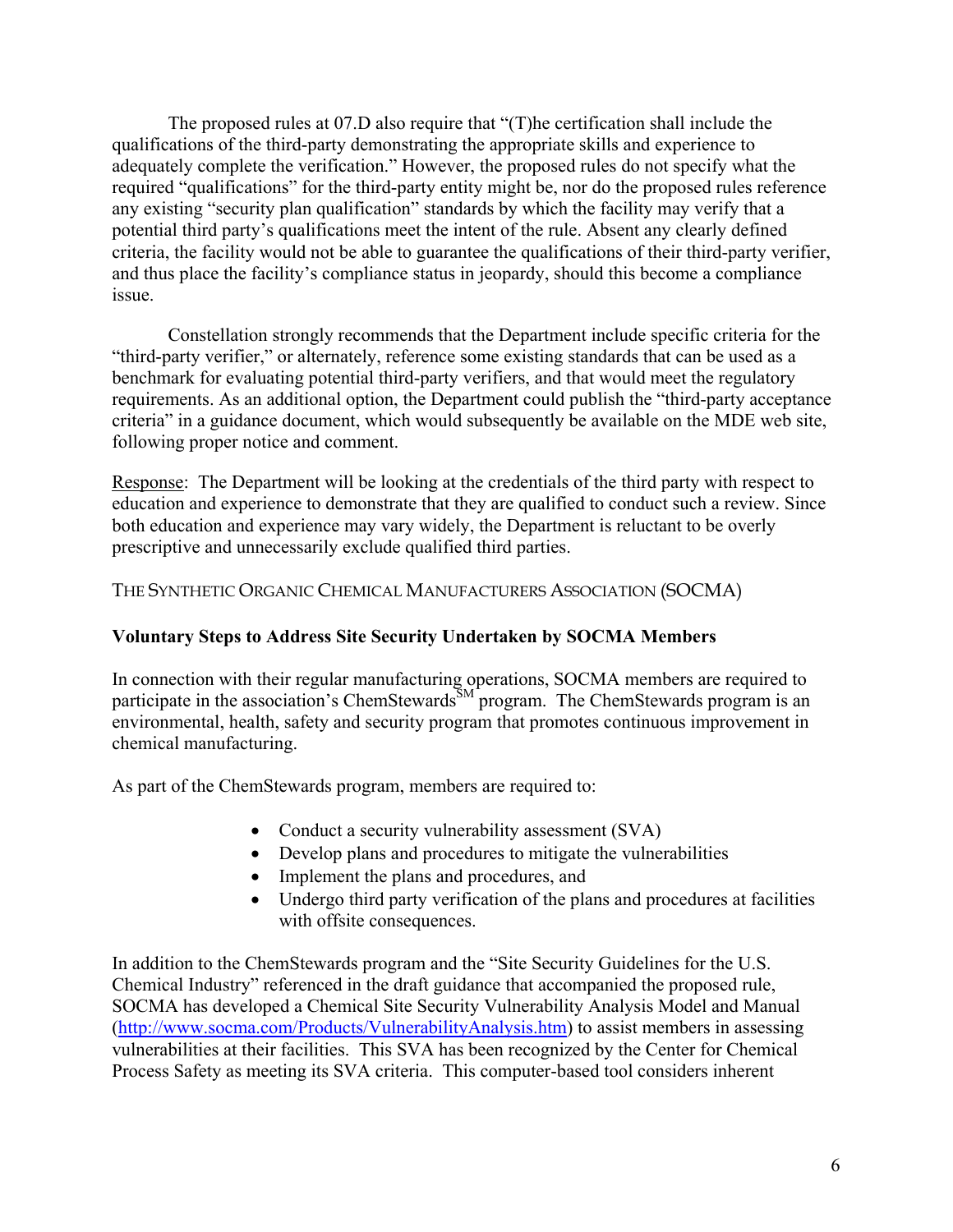The proposed rules at 07.D also require that "(T)he certification shall include the qualifications of the third-party demonstrating the appropriate skills and experience to adequately complete the verification." However, the proposed rules do not specify what the required "qualifications" for the third-party entity might be, nor do the proposed rules reference any existing "security plan qualification" standards by which the facility may verify that a potential third party's qualifications meet the intent of the rule. Absent any clearly defined criteria, the facility would not be able to guarantee the qualifications of their third-party verifier, and thus place the facility's compliance status in jeopardy, should this become a compliance issue.

Constellation strongly recommends that the Department include specific criteria for the "third-party verifier," or alternately, reference some existing standards that can be used as a benchmark for evaluating potential third-party verifiers, and that would meet the regulatory requirements. As an additional option, the Department could publish the "third-party acceptance criteria" in a guidance document, which would subsequently be available on the MDE web site, following proper notice and comment.

Response: The Department will be looking at the credentials of the third party with respect to education and experience to demonstrate that they are qualified to conduct such a review. Since both education and experience may vary widely, the Department is reluctant to be overly prescriptive and unnecessarily exclude qualified third parties.

THE SYNTHETIC ORGANIC CHEMICAL MANUFACTURERS ASSOCIATION (SOCMA)

**Voluntary Steps to Address Site Security Undertaken by SOCMA Members**

In connection with their regular manufacturing operations, SOCMA members are required to participate in the association's ChemStewards[SM] program. The ChemStewards program is an environmental, health, safety and security program that promotes continuous improvement in chemical manufacturing.

As part of the ChemStewards program, members are required to:

- Conduct a security vulnerability assessment (SVA)
- Develop plans and procedures to mitigate the vulnerabilities
- Implement the plans and procedures, and
- Undergo third party verification of the plans and procedures at facilities with offsite consequences.

In addition to the ChemStewards program and the "Site Security Guidelines for the U.S. Chemical Industry" referenced in the draft guidance that accompanied the proposed rule, SOCMA has developed a Chemical Site Security Vulnerability Analysis Model and Manual (http://www.socma.com/Products/VulnerabilityAnalysis.htm) to assist members in assessing vulnerabilities at their facilities. This SVA has been recognized by the Center for Chemical Process Safety as meeting its SVA criteria. This computer-based tool considers inherent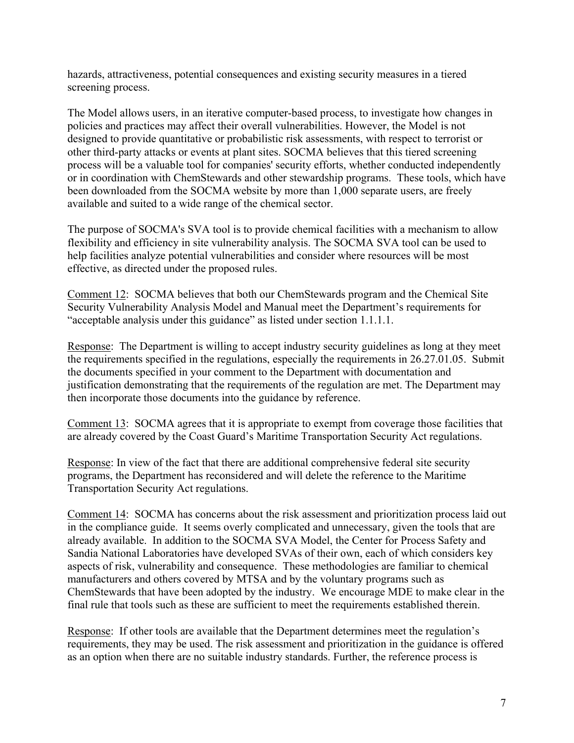hazards, attractiveness, potential consequences and existing security measures in a tiered screening process.

The Model allows users, in an iterative computer-based process, to investigate how changes in policies and practices may affect their overall vulnerabilities. However, the Model is not designed to provide quantitative or probabilistic risk assessments, with respect to terrorist or other third-party attacks or events at plant sites. SOCMA believes that this tiered screening process will be a valuable tool for companies' security efforts, whether conducted independently or in coordination with ChemStewards and other stewardship programs. These tools, which have been downloaded from the SOCMA website by more than 1,000 separate users, are freely available and suited to a wide range of the chemical sector.

The purpose of SOCMA's SVA tool is to provide chemical facilities with a mechanism to allow flexibility and efficiency in site vulnerability analysis. The SOCMA SVA tool can be used to help facilities analyze potential vulnerabilities and consider where resources will be most effective, as directed under the proposed rules.

<u>Comment 12</u>: SOCMA believes that both our ChemStewards program and the Chemical Site Security Vulnerability Analysis Model and Manual meet the Department's requirements for "acceptable analysis under this guidance" as listed under section 1.1.1.1.

<u>Response</u>: The Department is willing to accept industry security guidelines as long at they meet the requirements specified in the regulations, especially the requirements in 26.27.01.05. Submit the documents specified in your comment to the Department with documentation and justification demonstrating that the requirements of the regulation are met. The Department may then incorporate those documents into the guidance by reference.

<u>Comment 13</u>: SOCMA agrees that it is appropriate to exempt from coverage those facilities that are already covered by the Coast Guard's Maritime Transportation Security Act regulations.

<u>Response</u>: In view of the fact that there are additional comprehensive federal site security programs, the Department has reconsidered and will delete the reference to the Maritime Transportation Security Act regulations.

<u>Comment 14</u>: SOCMA has concerns about the risk assessment and prioritization process laid out in the compliance guide. It seems overly complicated and unnecessary, given the tools that are already available. In addition to the SOCMA SVA Model, the Center for Process Safety and Sandia National Laboratories have developed SVAs of their own, each of which considers key aspects of risk, vulnerability and consequence. These methodologies are familiar to chemical manufacturers and others covered by MTSA and by the voluntary programs such as ChemStewards that have been adopted by the industry. We encourage MDE to make clear in the final rule that tools such as these are sufficient to meet the requirements established therein.

<u>Response</u>: If other tools are available that the Department determines meet the regulation's requirements, they may be used. The risk assessment and prioritization in the guidance is offered as an option when there are no suitable industry standards. Further, the reference process is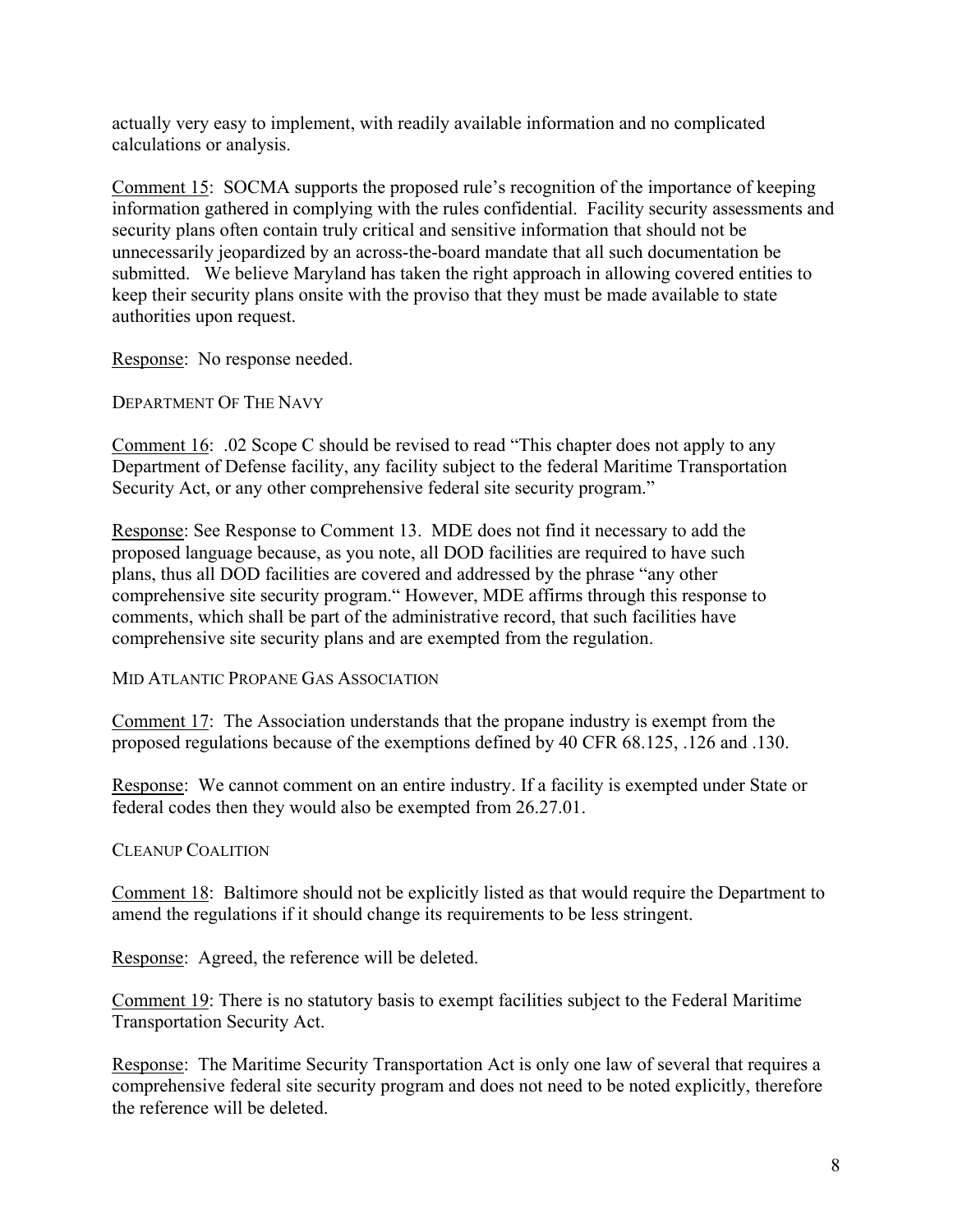actually very easy to implement, with readily available information and no complicated calculations or analysis.

Comment 15: SOCMA supports the proposed rule's recognition of the importance of keeping information gathered in complying with the rules confidential. Facility security assessments and security plans often contain truly critical and sensitive information that should not be unnecessarily jeopardized by an across-the-board mandate that all such documentation be submitted. We believe Maryland has taken the right approach in allowing covered entities to keep their security plans onsite with the proviso that they must be made available to state authorities upon request.

Response: No response needed.

DEPARTMENT OF THE NAVY

Comment 16: .02 Scope C should be revised to read "This chapter does not apply to any Department of Defense facility, any facility subject to the federal Maritime Transportation Security Act, or any other comprehensive federal site security program."

Response: See Response to Comment 13. MDE does not find it necessary to add the proposed language because, as you note, all DOD facilities are required to have such plans, thus all DOD facilities are covered and addressed by the phrase "any other comprehensive site security program." However, MDE affirms through this response to comments, which shall be part of the administrative record, that such facilities have comprehensive site security plans and are exempted from the regulation.

MID ATLANTIC PROPANE GAS ASSOCIATION

Comment 17: The Association understands that the propane industry is exempt from the proposed regulations because of the exemptions defined by 40 CFR 68.125, .126 and .130.

Response: We cannot comment on an entire industry. If a facility is exempted under State or federal codes then they would also be exempted from 26.27.01.

CLEANUP COALITION

Comment 18: Baltimore should not be explicitly listed as that would require the Department to amend the regulations if it should change its requirements to be less stringent.

Response: Agreed, the reference will be deleted.

Comment 19: There is no statutory basis to exempt facilities subject to the Federal Maritime Transportation Security Act.

Response: The Maritime Security Transportation Act is only one law of several that requires a comprehensive federal site security program and does not need to be noted explicitly, therefore the reference will be deleted.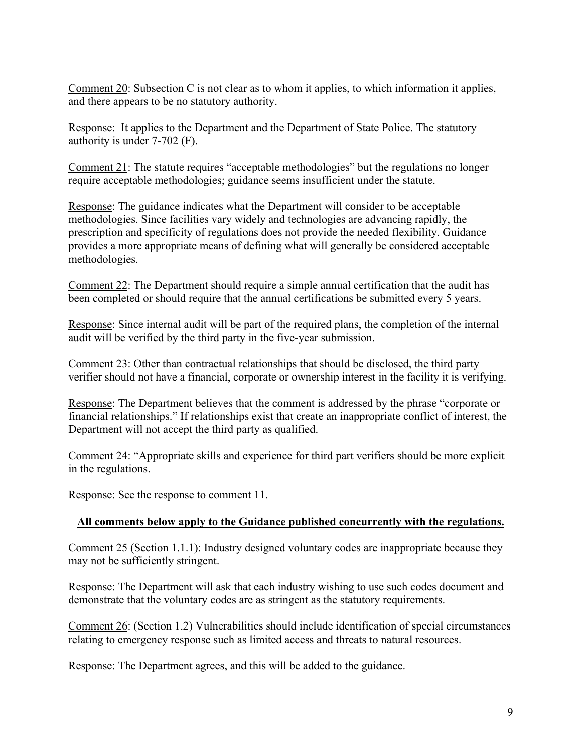Comment 20: Subsection C is not clear as to whom it applies, to which information it applies, and there appears to be no statutory authority.

Response: It applies to the Department and the Department of State Police. The statutory authority is under 7-702 (F).

Comment 21: The statute requires "acceptable methodologies" but the regulations no longer require acceptable methodologies; guidance seems insufficient under the statute.

Response: The guidance indicates what the Department will consider to be acceptable methodologies. Since facilities vary widely and technologies are advancing rapidly, the prescription and specificity of regulations does not provide the needed flexibility. Guidance provides a more appropriate means of defining what will generally be considered acceptable methodologies.

Comment 22: The Department should require a simple annual certification that the audit has been completed or should require that the annual certifications be submitted every 5 years.

Response: Since internal audit will be part of the required plans, the completion of the internal audit will be verified by the third party in the five-year submission.

Comment 23: Other than contractual relationships that should be disclosed, the third party verifier should not have a financial, corporate or ownership interest in the facility it is verifying.

Response: The Department believes that the comment is addressed by the phrase "corporate or financial relationships." If relationships exist that create an inappropriate conflict of interest, the Department will not accept the third party as qualified.

Comment 24: "Appropriate skills and experience for third part verifiers should be more explicit in the regulations.

Response: See the response to comment 11.

**All comments below apply to the Guidance published concurrently with the regulations.**

Comment 25 (Section 1.1.1): Industry designed voluntary codes are inappropriate because they may not be sufficiently stringent.

Response: The Department will ask that each industry wishing to use such codes document and demonstrate that the voluntary codes are as stringent as the statutory requirements.

Comment 26: (Section 1.2) Vulnerabilities should include identification of special circumstances relating to emergency response such as limited access and threats to natural resources.

Response: The Department agrees, and this will be added to the guidance.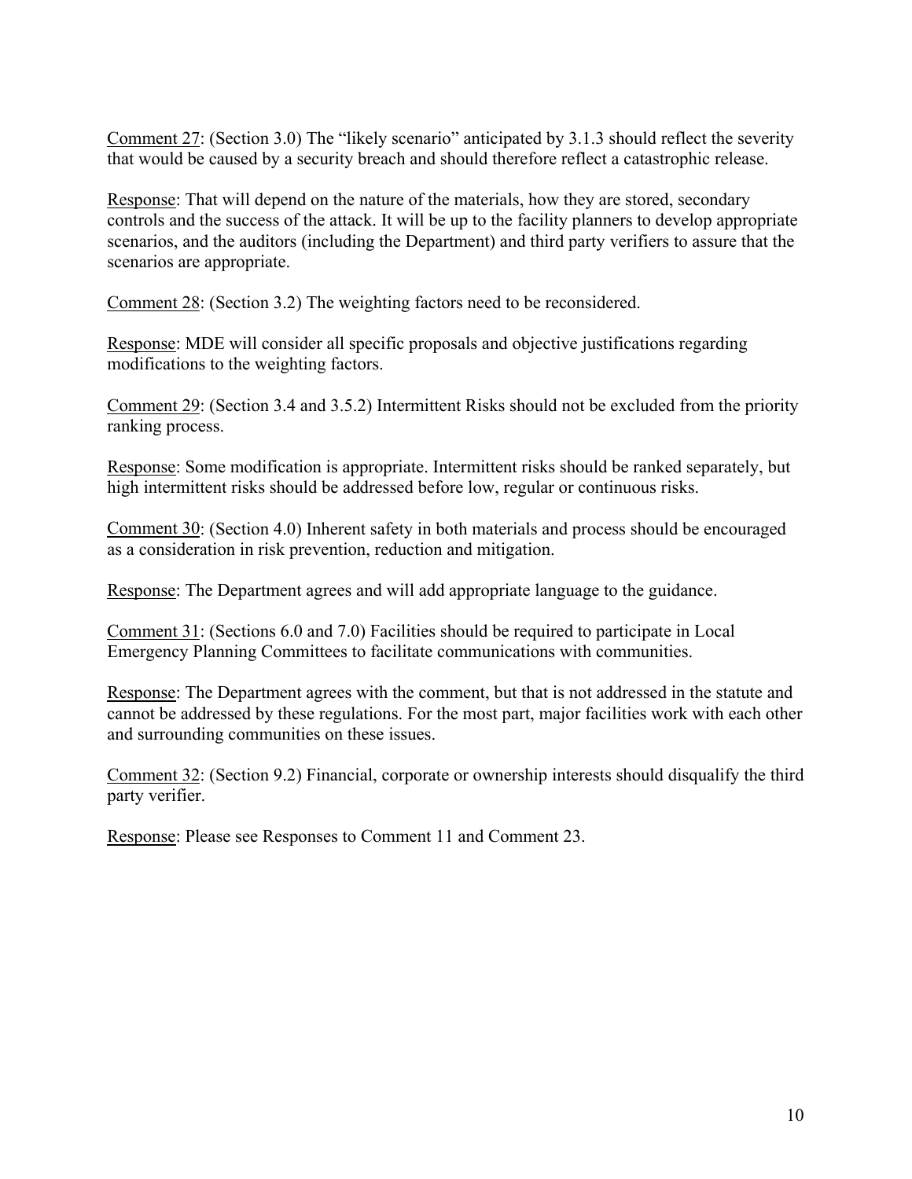Comment 27: (Section 3.0) The "likely scenario" anticipated by 3.1.3 should reflect the severity that would be caused by a security breach and should therefore reflect a catastrophic release.

Response: That will depend on the nature of the materials, how they are stored, secondary controls and the success of the attack. It will be up to the facility planners to develop appropriate scenarios, and the auditors (including the Department) and third party verifiers to assure that the scenarios are appropriate.

Comment 28: (Section 3.2) The weighting factors need to be reconsidered.

Response: MDE will consider all specific proposals and objective justifications regarding modifications to the weighting factors.

Comment 29: (Section 3.4 and 3.5.2) Intermittent Risks should not be excluded from the priority ranking process.

Response: Some modification is appropriate. Intermittent risks should be ranked separately, but high intermittent risks should be addressed before low, regular or continuous risks.

Comment 30: (Section 4.0) Inherent safety in both materials and process should be encouraged as a consideration in risk prevention, reduction and mitigation.

Response: The Department agrees and will add appropriate language to the guidance.

Comment 31: (Sections 6.0 and 7.0) Facilities should be required to participate in Local Emergency Planning Committees to facilitate communications with communities.

Response: The Department agrees with the comment, but that is not addressed in the statute and cannot be addressed by these regulations. For the most part, major facilities work with each other and surrounding communities on these issues.

Comment 32: (Section 9.2) Financial, corporate or ownership interests should disqualify the third party verifier.

Response: Please see Responses to Comment 11 and Comment 23.